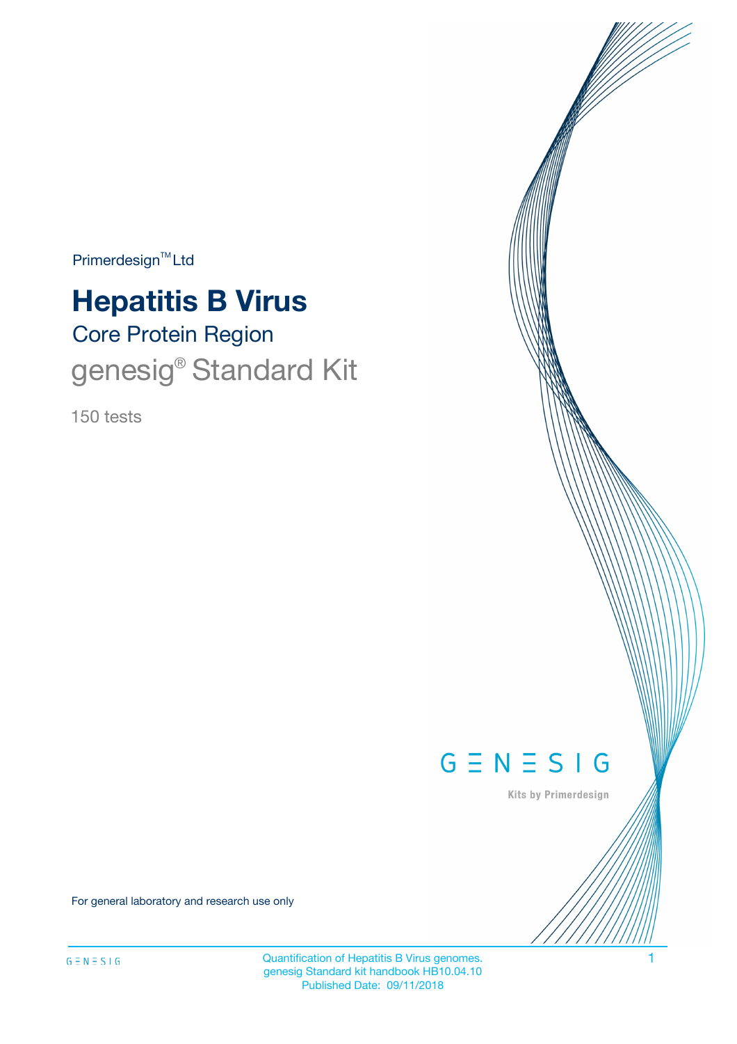Primerdesign™ Ltd

# Hepatitis B Virus

## Core Protein Region

## genesig® Standard Kit

150 tests

GENESIG

Kits by Primerdesign

For general laboratory and research use only

Quantification of Hepatitis B Virus genomes.
genesig Standard kit handbook HB10.04.10
Published Date: 09/11/2018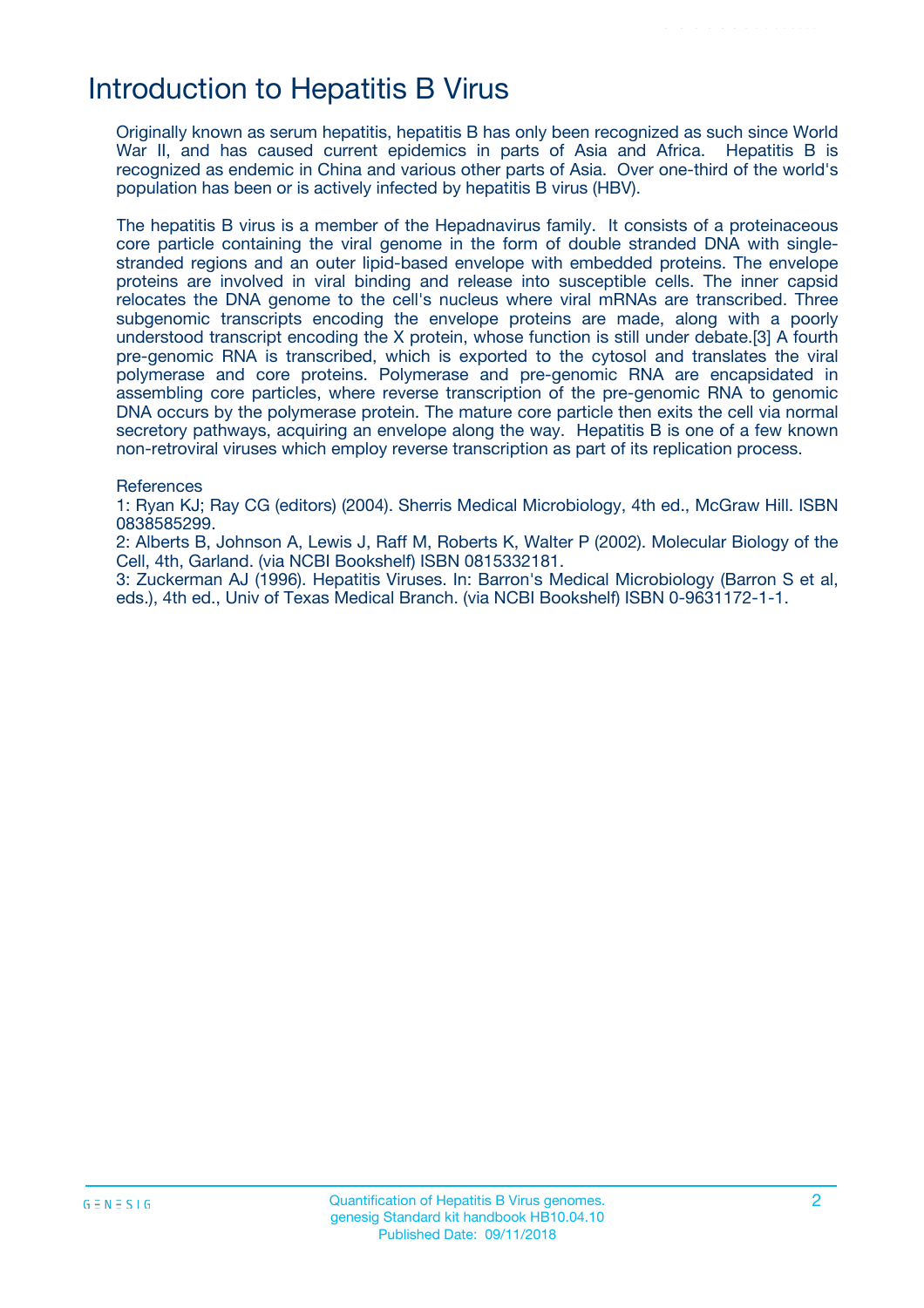# Introduction to Hepatitis B Virus

Originally known as serum hepatitis, hepatitis B has only been recognized as such since World War II, and has caused current epidemics in parts of Asia and Africa. Hepatitis B is recognized as endemic in China and various other parts of Asia. Over one-third of the world's population has been or is actively infected by hepatitis B virus (HBV).

The hepatitis B virus is a member of the Hepadnavirus family. It consists of a proteinaceous core particle containing the viral genome in the form of double stranded DNA with single-stranded regions and an outer lipid-based envelope with embedded proteins. The envelope proteins are involved in viral binding and release into susceptible cells. The inner capsid relocates the DNA genome to the cell's nucleus where viral mRNAs are transcribed. Three subgenomic transcripts encoding the envelope proteins are made, along with a poorly understood transcript encoding the X protein, whose function is still under debate.[3] A fourth pre-genomic RNA is transcribed, which is exported to the cytosol and translates the viral polymerase and core proteins. Polymerase and pre-genomic RNA are encapsidated in assembling core particles, where reverse transcription of the pre-genomic RNA to genomic DNA occurs by the polymerase protein. The mature core particle then exits the cell via normal secretory pathways, acquiring an envelope along the way. Hepatitis B is one of a few known non-retroviral viruses which employ reverse transcription as part of its replication process.

References

1: Ryan KJ; Ray CG (editors) (2004). Sherris Medical Microbiology, 4th ed., McGraw Hill. ISBN 0838585299.

2: Alberts B, Johnson A, Lewis J, Raff M, Roberts K, Walter P (2002). Molecular Biology of the Cell, 4th, Garland. (via NCBI Bookshelf) ISBN 0815332181.

3: Zuckerman AJ (1996). Hepatitis Viruses. In: Barron's Medical Microbiology (Barron S et al, eds.), 4th ed., Univ of Texas Medical Branch. (via NCBI Bookshelf) ISBN 0-9631172-1-1.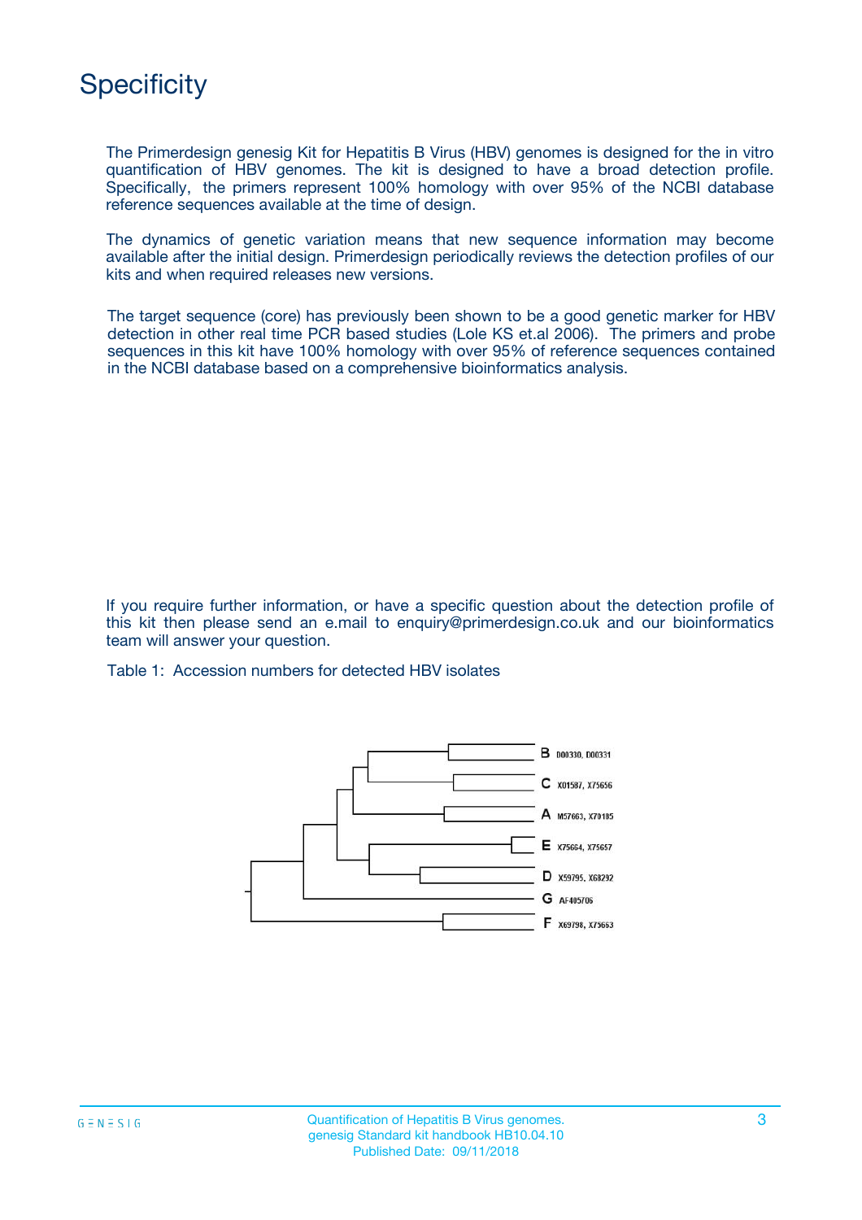# Specificity

The Primerdesign genesig Kit for Hepatitis B Virus (HBV) genomes is designed for the in vitro quantification of HBV genomes. The kit is designed to have a broad detection profile. Specifically, the primers represent 100% homology with over 95% of the NCBI database reference sequences available at the time of design.

The dynamics of genetic variation means that new sequence information may become available after the initial design. Primerdesign periodically reviews the detection profiles of our kits and when required releases new versions.

The target sequence (core) has previously been shown to be a good genetic marker for HBV detection in other real time PCR based studies (Lole KS et.al 2006). The primers and probe sequences in this kit have 100% homology with over 95% of reference sequences contained in the NCBI database based on a comprehensive bioinformatics analysis.

If you require further information, or have a specific question about the detection profile of this kit then please send an e.mail to enquiry@primerdesign.co.uk and our bioinformatics team will answer your question.

Table 1: Accession numbers for detected HBV isolates

| Genotype | Accession numbers |
| --- | --- |
| B | D00330, D00331 |
| C | X01587, X75656 |
| A | M57663, X70185 |
| E | X75664, X75657 |
| D | X59795, X68292 |
| G | AF405706 |
| F | X69798, X75663 |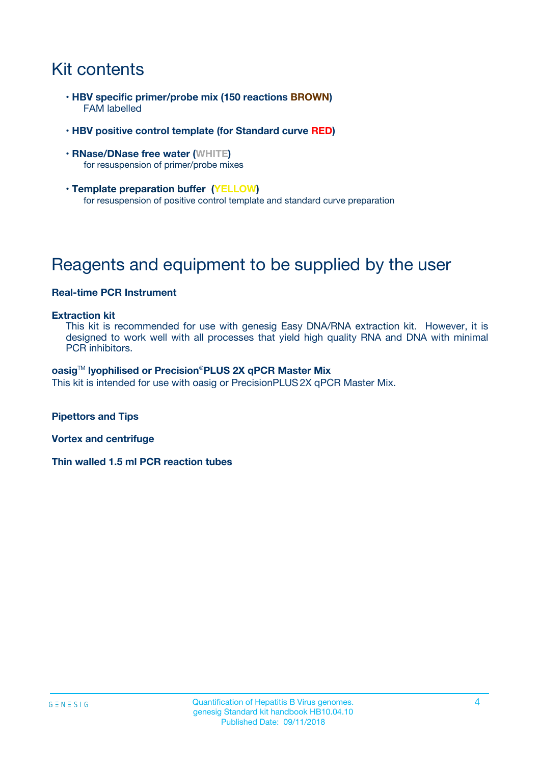# Kit contents

- **HBV specific primer/probe mix (150 reactions BROWN)**
  FAM labelled
- **HBV positive control template (for Standard curve RED)**
- **RNase/DNase free water (WHITE)**
  for resuspension of primer/probe mixes
- **Template preparation buffer (YELLOW)**
  for resuspension of positive control template and standard curve preparation

# Reagents and equipment to be supplied by the user

**Real-time PCR Instrument**

**Extraction kit**
This kit is recommended for use with genesig Easy DNA/RNA extraction kit. However, it is designed to work well with all processes that yield high quality RNA and DNA with minimal PCR inhibitors.

**oasig™ lyophilised or Precision®PLUS 2X qPCR Master Mix**
This kit is intended for use with oasig or PrecisionPLUS 2X qPCR Master Mix.

**Pipettors and Tips**

**Vortex and centrifuge**

**Thin walled 1.5 ml PCR reaction tubes**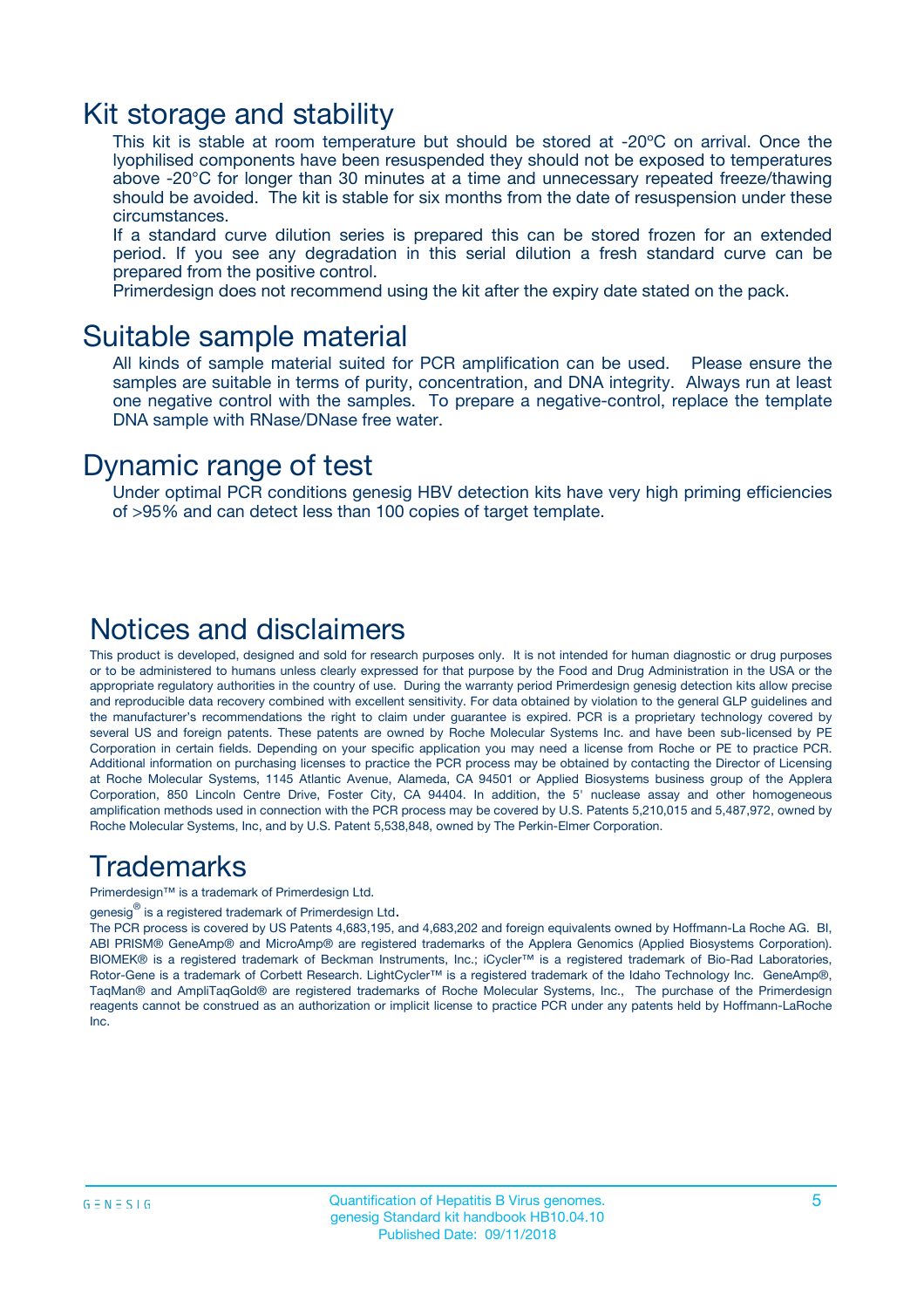# Kit storage and stability

This kit is stable at room temperature but should be stored at -20ºC on arrival. Once the lyophilised components have been resuspended they should not be exposed to temperatures above -20°C for longer than 30 minutes at a time and unnecessary repeated freeze/thawing should be avoided. The kit is stable for six months from the date of resuspension under these circumstances.

If a standard curve dilution series is prepared this can be stored frozen for an extended period. If you see any degradation in this serial dilution a fresh standard curve can be prepared from the positive control.

Primerdesign does not recommend using the kit after the expiry date stated on the pack.

# Suitable sample material

All kinds of sample material suited for PCR amplification can be used. Please ensure the samples are suitable in terms of purity, concentration, and DNA integrity. Always run at least one negative control with the samples. To prepare a negative-control, replace the template DNA sample with RNase/DNase free water.

# Dynamic range of test

Under optimal PCR conditions genesig HBV detection kits have very high priming efficiencies of >95% and can detect less than 100 copies of target template.

# Notices and disclaimers

This product is developed, designed and sold for research purposes only. It is not intended for human diagnostic or drug purposes or to be administered to humans unless clearly expressed for that purpose by the Food and Drug Administration in the USA or the appropriate regulatory authorities in the country of use. During the warranty period Primerdesign genesig detection kits allow precise and reproducible data recovery combined with excellent sensitivity. For data obtained by violation to the general GLP guidelines and the manufacturer's recommendations the right to claim under guarantee is expired. PCR is a proprietary technology covered by several US and foreign patents. These patents are owned by Roche Molecular Systems Inc. and have been sub-licensed by PE Corporation in certain fields. Depending on your specific application you may need a license from Roche or PE to practice PCR. Additional information on purchasing licenses to practice the PCR process may be obtained by contacting the Director of Licensing at Roche Molecular Systems, 1145 Atlantic Avenue, Alameda, CA 94501 or Applied Biosystems business group of the Applera Corporation, 850 Lincoln Centre Drive, Foster City, CA 94404. In addition, the 5' nuclease assay and other homogeneous amplification methods used in connection with the PCR process may be covered by U.S. Patents 5,210,015 and 5,487,972, owned by Roche Molecular Systems, Inc, and by U.S. Patent 5,538,848, owned by The Perkin-Elmer Corporation.

# Trademarks

Primerdesign™ is a trademark of Primerdesign Ltd.

genesig® is a registered trademark of Primerdesign Ltd.

The PCR process is covered by US Patents 4,683,195, and 4,683,202 and foreign equivalents owned by Hoffmann-La Roche AG. BI, ABI PRISM® GeneAmp® and MicroAmp® are registered trademarks of the Applera Genomics (Applied Biosystems Corporation). BIOMEK® is a registered trademark of Beckman Instruments, Inc.; iCycler™ is a registered trademark of Bio-Rad Laboratories, Rotor-Gene is a trademark of Corbett Research. LightCycler™ is a registered trademark of the Idaho Technology Inc. GeneAmp®, TaqMan® and AmpliTaqGold® are registered trademarks of Roche Molecular Systems, Inc., The purchase of the Primerdesign reagents cannot be construed as an authorization or implicit license to practice PCR under any patents held by Hoffmann-LaRoche Inc.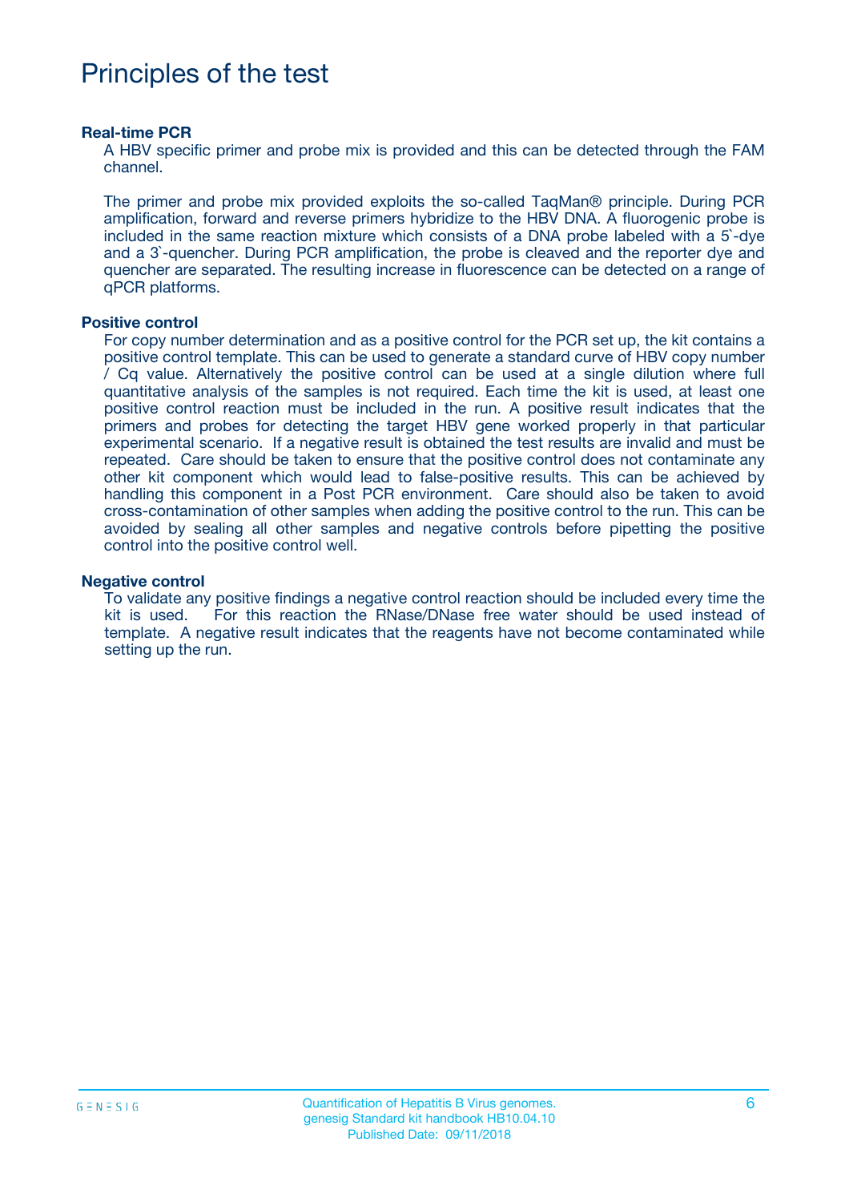# Principles of the test

**Real-time PCR**

A HBV specific primer and probe mix is provided and this can be detected through the FAM channel.

The primer and probe mix provided exploits the so-called TaqMan® principle. During PCR amplification, forward and reverse primers hybridize to the HBV DNA. A fluorogenic probe is included in the same reaction mixture which consists of a DNA probe labeled with a 5`-dye and a 3`-quencher. During PCR amplification, the probe is cleaved and the reporter dye and quencher are separated. The resulting increase in fluorescence can be detected on a range of qPCR platforms.

**Positive control**

For copy number determination and as a positive control for the PCR set up, the kit contains a positive control template. This can be used to generate a standard curve of HBV copy number / Cq value. Alternatively the positive control can be used at a single dilution where full quantitative analysis of the samples is not required. Each time the kit is used, at least one positive control reaction must be included in the run. A positive result indicates that the primers and probes for detecting the target HBV gene worked properly in that particular experimental scenario. If a negative result is obtained the test results are invalid and must be repeated. Care should be taken to ensure that the positive control does not contaminate any other kit component which would lead to false-positive results. This can be achieved by handling this component in a Post PCR environment. Care should also be taken to avoid cross-contamination of other samples when adding the positive control to the run. This can be avoided by sealing all other samples and negative controls before pipetting the positive control into the positive control well.

**Negative control**

To validate any positive findings a negative control reaction should be included every time the kit is used. For this reaction the RNase/DNase free water should be used instead of template. A negative result indicates that the reagents have not become contaminated while setting up the run.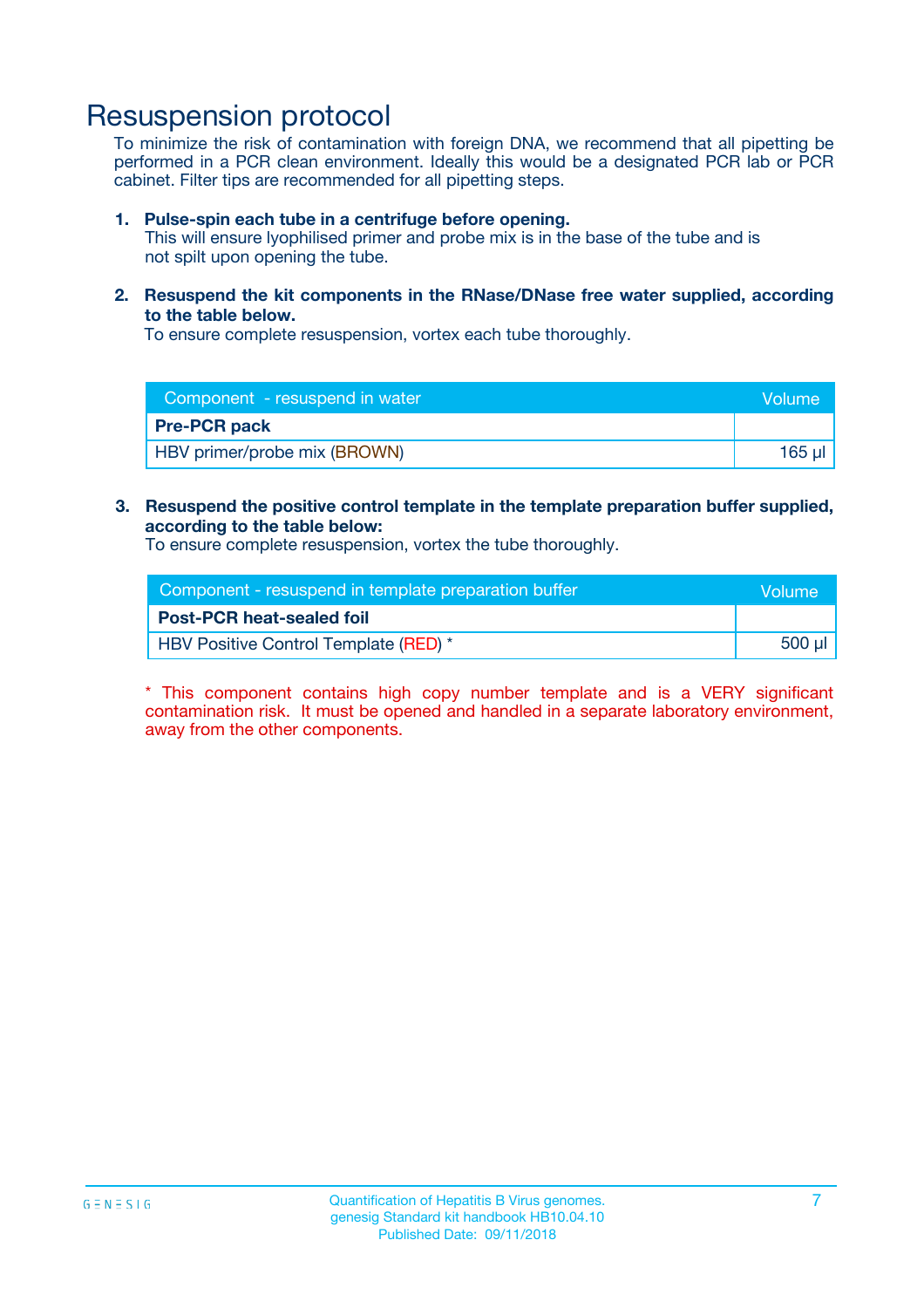# Resuspension protocol

To minimize the risk of contamination with foreign DNA, we recommend that all pipetting be performed in a PCR clean environment. Ideally this would be a designated PCR lab or PCR cabinet. Filter tips are recommended for all pipetting steps.

1. **Pulse-spin each tube in a centrifuge before opening.**
   This will ensure lyophilised primer and probe mix is in the base of the tube and is not spilt upon opening the tube.

2. **Resuspend the kit components in the RNase/DNase free water supplied, according to the table below.**
   To ensure complete resuspension, vortex each tube thoroughly.

| Component - resuspend in water | Volume |
|---|---|
| **Pre-PCR pack** | |
| HBV primer/probe mix (BROWN) | 165 µl |

3. **Resuspend the positive control template in the template preparation buffer supplied, according to the table below:**
   To ensure complete resuspension, vortex the tube thoroughly.

| Component - resuspend in template preparation buffer | Volume |
|---|---|
| **Post-PCR heat-sealed foil** | |
| HBV Positive Control Template (RED) * | 500 µl |

* This component contains high copy number template and is a VERY significant contamination risk. It must be opened and handled in a separate laboratory environment, away from the other components.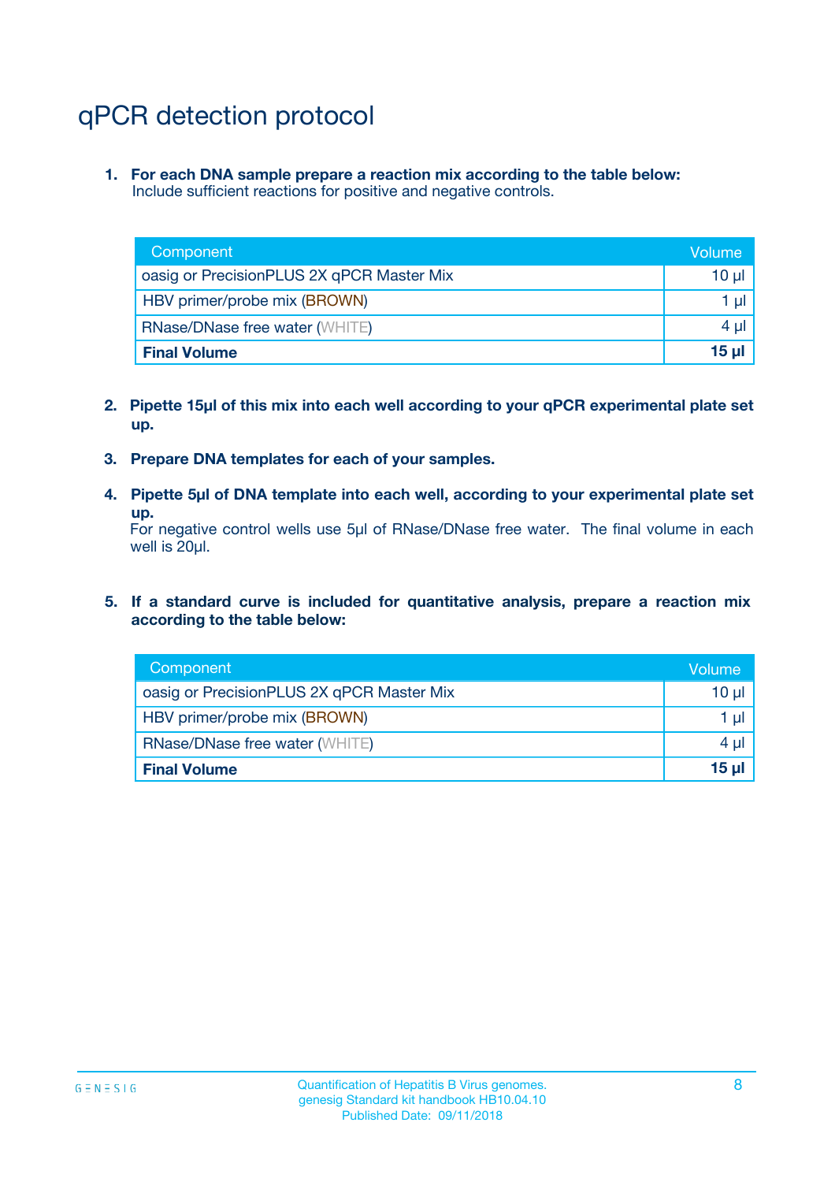# qPCR detection protocol

1. **For each DNA sample prepare a reaction mix according to the table below:**
   Include sufficient reactions for positive and negative controls.

| Component | Volume |
|---|---|
| oasig or PrecisionPLUS 2X qPCR Master Mix | 10 µl |
| HBV primer/probe mix (BROWN) | 1 µl |
| RNase/DNase free water (WHITE) | 4 µl |
| **Final Volume** | **15 µl** |

2. **Pipette 15µl of this mix into each well according to your qPCR experimental plate set up.**

3. **Prepare DNA templates for each of your samples.**

4. **Pipette 5µl of DNA template into each well, according to your experimental plate set up.**
   For negative control wells use 5µl of RNase/DNase free water. The final volume in each well is 20µl.

5. **If a standard curve is included for quantitative analysis, prepare a reaction mix according to the table below:**

| Component | Volume |
|---|---|
| oasig or PrecisionPLUS 2X qPCR Master Mix | 10 µl |
| HBV primer/probe mix (BROWN) | 1 µl |
| RNase/DNase free water (WHITE) | 4 µl |
| **Final Volume** | **15 µl** |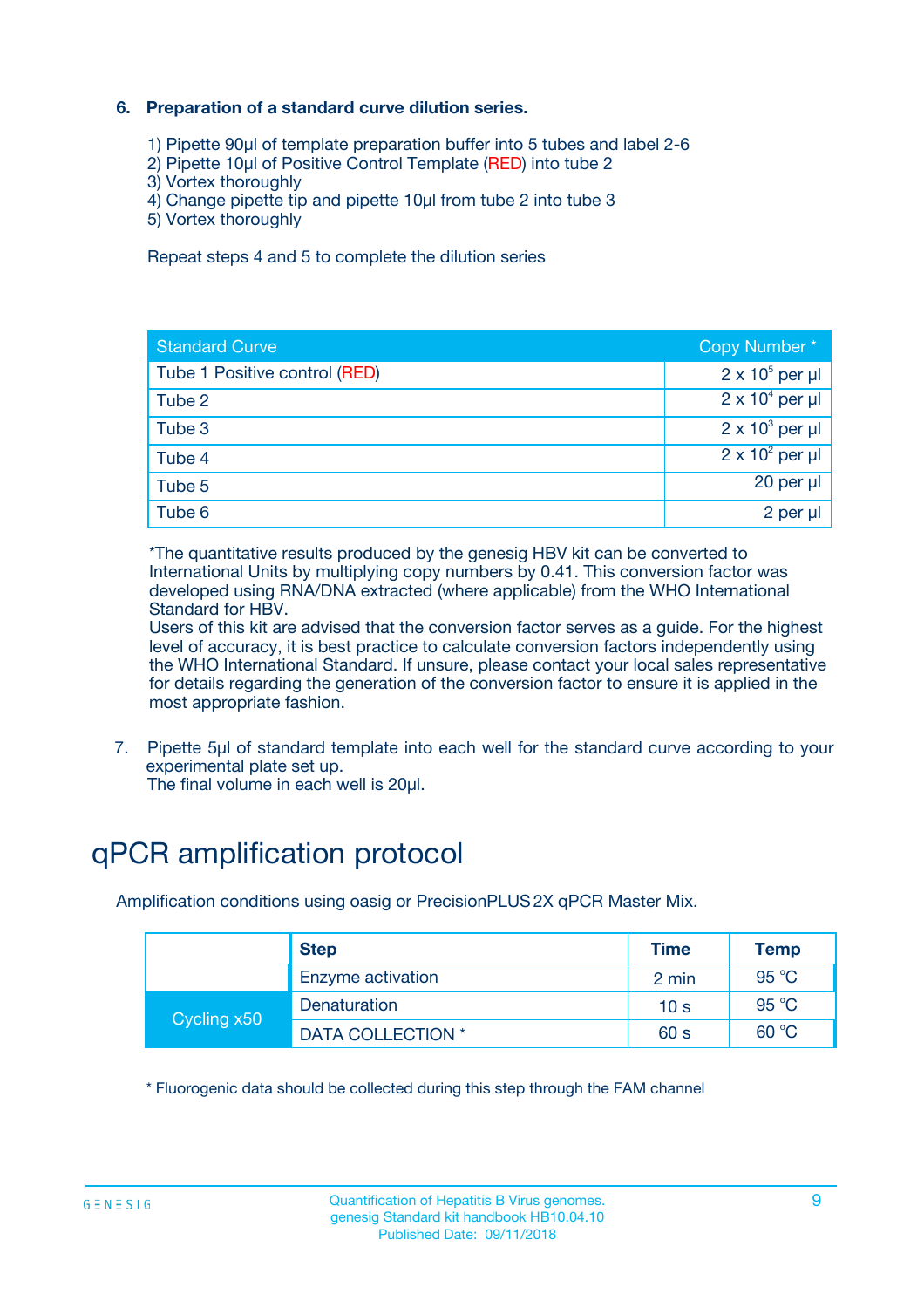6. **Preparation of a standard curve dilution series.**

1) Pipette 90µl of template preparation buffer into 5 tubes and label 2-6
2) Pipette 10µl of Positive Control Template (RED) into tube 2
3) Vortex thoroughly
4) Change pipette tip and pipette 10µl from tube 2 into tube 3
5) Vortex thoroughly

Repeat steps 4 and 5 to complete the dilution series

| Standard Curve | Copy Number * |
|---|---|
| Tube 1 Positive control (RED) | $2 \times 10^5$ per µl |
| Tube 2 | $2 \times 10^4$ per µl |
| Tube 3 | $2 \times 10^3$ per µl |
| Tube 4 | $2 \times 10^2$ per µl |
| Tube 5 | 20 per µl |
| Tube 6 | 2 per µl |

*The quantitative results produced by the genesig HBV kit can be converted to International Units by multiplying copy numbers by 0.41. This conversion factor was developed using RNA/DNA extracted (where applicable) from the WHO International Standard for HBV.
Users of this kit are advised that the conversion factor serves as a guide. For the highest level of accuracy, it is best practice to calculate conversion factors independently using the WHO International Standard. If unsure, please contact your local sales representative for details regarding the generation of the conversion factor to ensure it is applied in the most appropriate fashion.

7. Pipette 5µl of standard template into each well for the standard curve according to your experimental plate set up.
The final volume in each well is 20µl.

# qPCR amplification protocol

Amplification conditions using oasig or PrecisionPLUS 2X qPCR Master Mix.

| | Step | Time | Temp |
|---|---|---|---|
| | Enzyme activation | 2 min | 95 °C |
| Cycling x50 | Denaturation | 10 s | 95 °C |
| | DATA COLLECTION * | 60 s | 60 °C |

* Fluorogenic data should be collected during this step through the FAM channel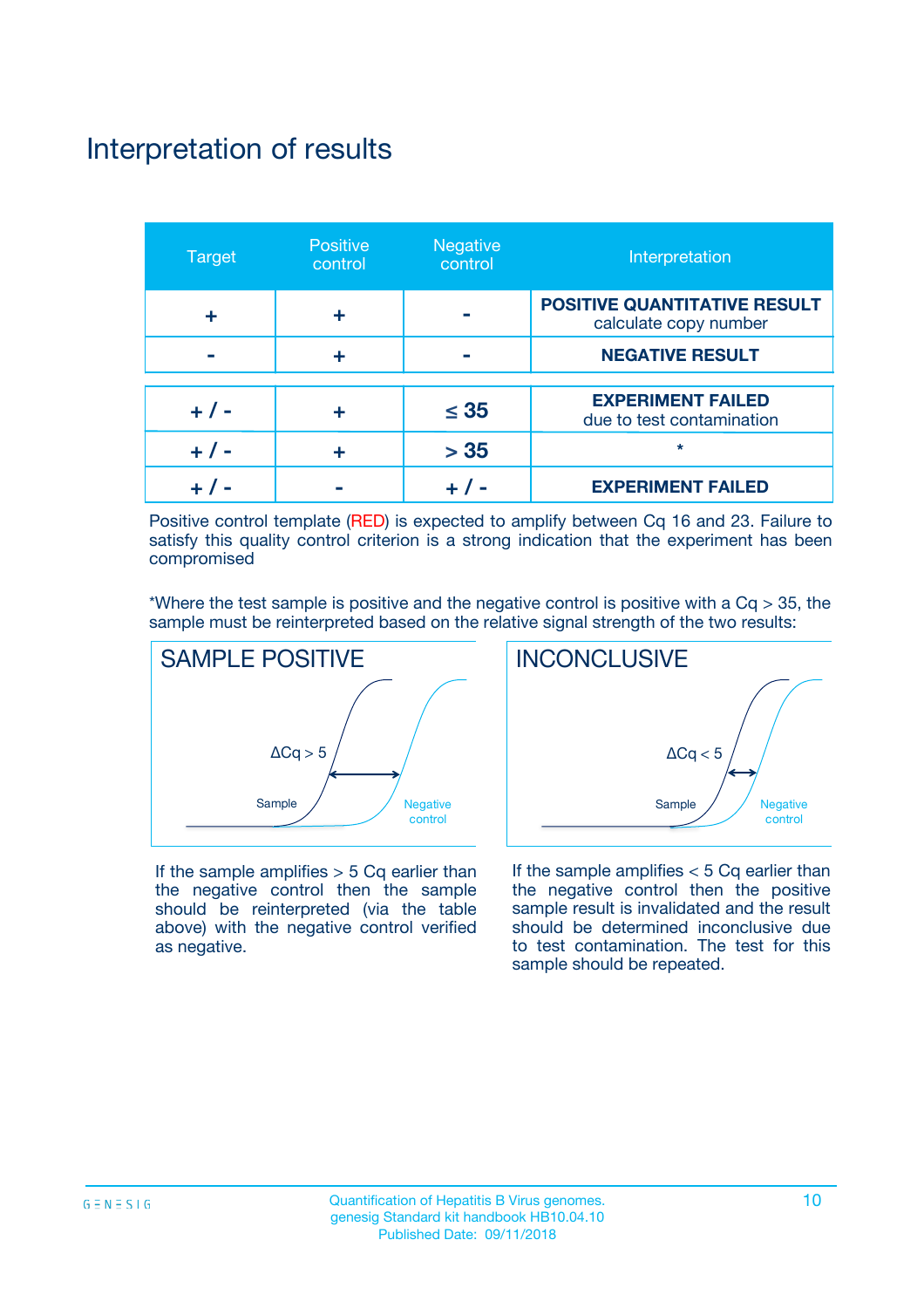# Interpretation of results

| Target | Positive control | Negative control | Interpretation |
|---|---|---|---|
| + | + | - | **POSITIVE QUANTITATIVE RESULT** calculate copy number |
| - | + | - | **NEGATIVE RESULT** |
| + / - | + | ≤ 35 | **EXPERIMENT FAILED** due to test contamination |
| + / - | + | > 35 | * |
| + / - | - | + / - | **EXPERIMENT FAILED** |

Positive control template (RED) is expected to amplify between Cq 16 and 23. Failure to satisfy this quality control criterion is a strong indication that the experiment has been compromised

*Where the test sample is positive and the negative control is positive with a Cq > 35, the sample must be reinterpreted based on the relative signal strength of the two results:

SAMPLE POSITIVE

ΔCq > 5

Sample

Negative control

If the sample amplifies > 5 Cq earlier than the negative control then the sample should be reinterpreted (via the table above) with the negative control verified as negative.

INCONCLUSIVE

ΔCq < 5

Sample

Negative control

If the sample amplifies < 5 Cq earlier than the negative control then the positive sample result is invalidated and the result should be determined inconclusive due to test contamination. The test for this sample should be repeated.